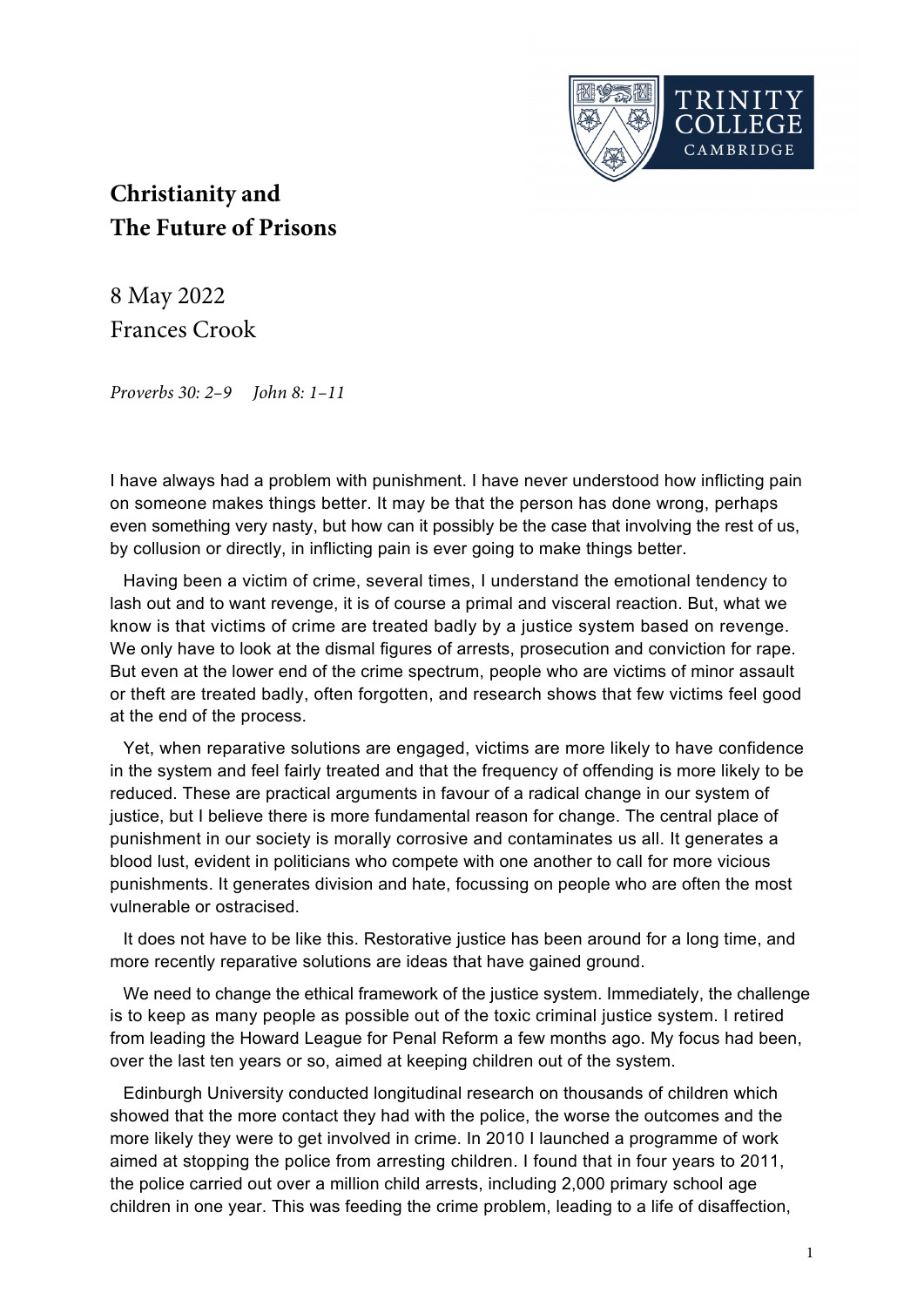# Christianity and The Future of Prisons

8 May 2022
Frances Crook

*Proverbs 30: 2–9 John 8: 1–11*

I have always had a problem with punishment. I have never understood how inflicting pain on someone makes things better. It may be that the person has done wrong, perhaps even something very nasty, but how can it possibly be the case that involving the rest of us, by collusion or directly, in inflicting pain is ever going to make things better.

Having been a victim of crime, several times, I understand the emotional tendency to lash out and to want revenge, it is of course a primal and visceral reaction. But, what we know is that victims of crime are treated badly by a justice system based on revenge. We only have to look at the dismal figures of arrests, prosecution and conviction for rape. But even at the lower end of the crime spectrum, people who are victims of minor assault or theft are treated badly, often forgotten, and research shows that few victims feel good at the end of the process.

Yet, when reparative solutions are engaged, victims are more likely to have confidence in the system and feel fairly treated and that the frequency of offending is more likely to be reduced. These are practical arguments in favour of a radical change in our system of justice, but I believe there is more fundamental reason for change. The central place of punishment in our society is morally corrosive and contaminates us all. It generates a blood lust, evident in politicians who compete with one another to call for more vicious punishments. It generates division and hate, focussing on people who are often the most vulnerable or ostracised.

It does not have to be like this. Restorative justice has been around for a long time, and more recently reparative solutions are ideas that have gained ground.

We need to change the ethical framework of the justice system. Immediately, the challenge is to keep as many people as possible out of the toxic criminal justice system. I retired from leading the Howard League for Penal Reform a few months ago. My focus had been, over the last ten years or so, aimed at keeping children out of the system.

Edinburgh University conducted longitudinal research on thousands of children which showed that the more contact they had with the police, the worse the outcomes and the more likely they were to get involved in crime. In 2010 I launched a programme of work aimed at stopping the police from arresting children. I found that in four years to 2011, the police carried out over a million child arrests, including 2,000 primary school age children in one year. This was feeding the crime problem, leading to a life of disaffection,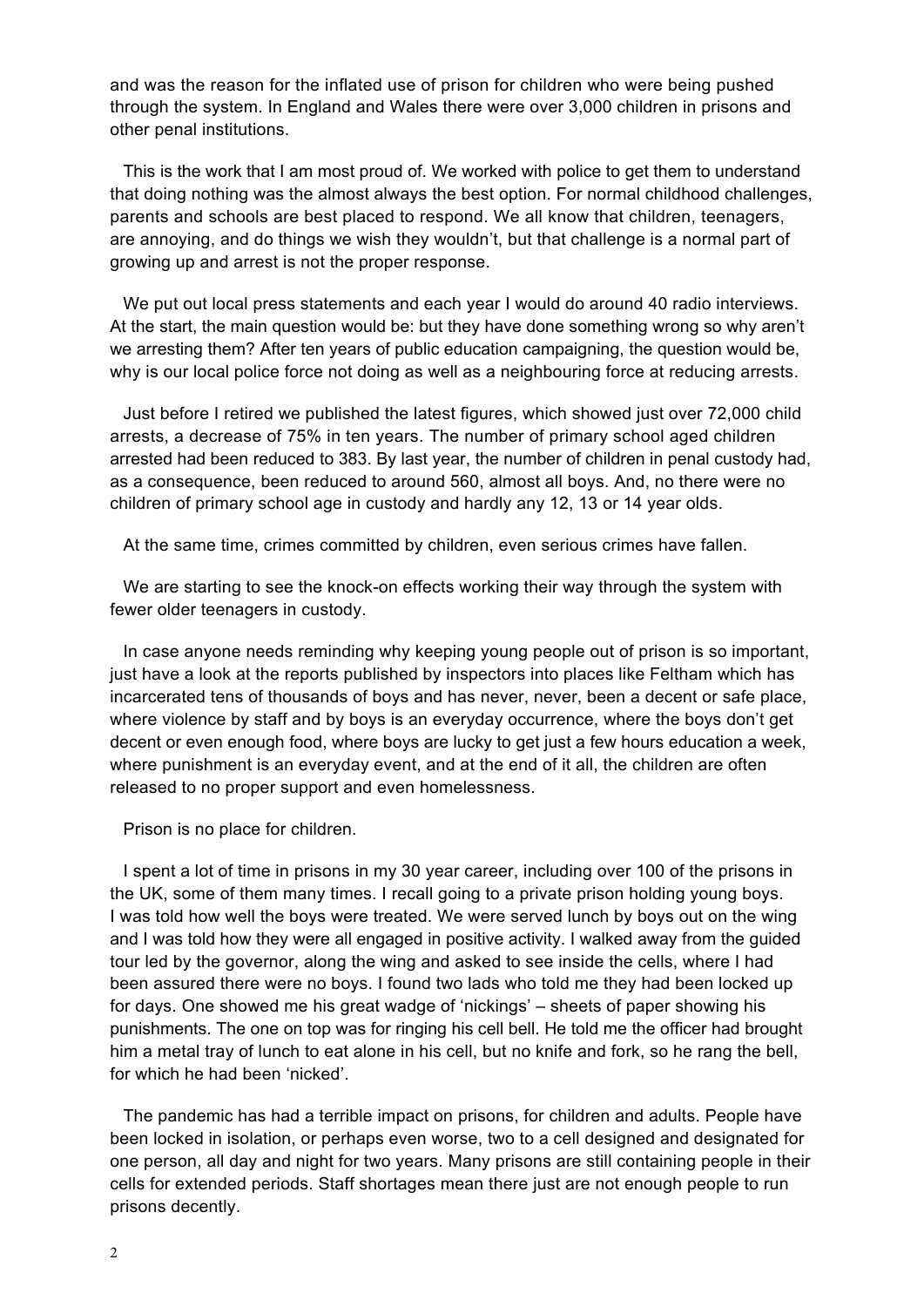and was the reason for the inflated use of prison for children who were being pushed through the system. In England and Wales there were over 3,000 children in prisons and other penal institutions.

This is the work that I am most proud of. We worked with police to get them to understand that doing nothing was the almost always the best option. For normal childhood challenges, parents and schools are best placed to respond. We all know that children, teenagers, are annoying, and do things we wish they wouldn't, but that challenge is a normal part of growing up and arrest is not the proper response.

We put out local press statements and each year I would do around 40 radio interviews. At the start, the main question would be: but they have done something wrong so why aren't we arresting them? After ten years of public education campaigning, the question would be, why is our local police force not doing as well as a neighbouring force at reducing arrests.

Just before I retired we published the latest figures, which showed just over 72,000 child arrests, a decrease of 75% in ten years. The number of primary school aged children arrested had been reduced to 383. By last year, the number of children in penal custody had, as a consequence, been reduced to around 560, almost all boys. And, no there were no children of primary school age in custody and hardly any 12, 13 or 14 year olds.

At the same time, crimes committed by children, even serious crimes have fallen.

We are starting to see the knock-on effects working their way through the system with fewer older teenagers in custody.

In case anyone needs reminding why keeping young people out of prison is so important, just have a look at the reports published by inspectors into places like Feltham which has incarcerated tens of thousands of boys and has never, never, been a decent or safe place, where violence by staff and by boys is an everyday occurrence, where the boys don't get decent or even enough food, where boys are lucky to get just a few hours education a week, where punishment is an everyday event, and at the end of it all, the children are often released to no proper support and even homelessness.

Prison is no place for children.

I spent a lot of time in prisons in my 30 year career, including over 100 of the prisons in the UK, some of them many times. I recall going to a private prison holding young boys. I was told how well the boys were treated. We were served lunch by boys out on the wing and I was told how they were all engaged in positive activity. I walked away from the guided tour led by the governor, along the wing and asked to see inside the cells, where I had been assured there were no boys. I found two lads who told me they had been locked up for days. One showed me his great wadge of 'nickings' – sheets of paper showing his punishments. The one on top was for ringing his cell bell. He told me the officer had brought him a metal tray of lunch to eat alone in his cell, but no knife and fork, so he rang the bell, for which he had been 'nicked'.

The pandemic has had a terrible impact on prisons, for children and adults. People have been locked in isolation, or perhaps even worse, two to a cell designed and designated for one person, all day and night for two years. Many prisons are still containing people in their cells for extended periods. Staff shortages mean there just are not enough people to run prisons decently.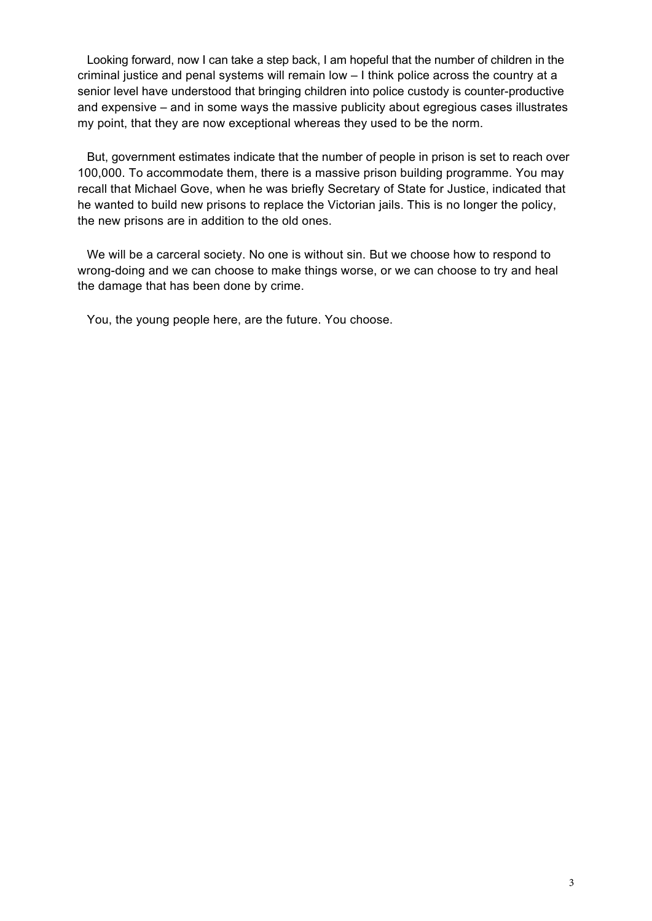Looking forward, now I can take a step back, I am hopeful that the number of children in the criminal justice and penal systems will remain low – I think police across the country at a senior level have understood that bringing children into police custody is counter-productive and expensive – and in some ways the massive publicity about egregious cases illustrates my point, that they are now exceptional whereas they used to be the norm.

But, government estimates indicate that the number of people in prison is set to reach over 100,000. To accommodate them, there is a massive prison building programme. You may recall that Michael Gove, when he was briefly Secretary of State for Justice, indicated that he wanted to build new prisons to replace the Victorian jails. This is no longer the policy, the new prisons are in addition to the old ones.

We will be a carceral society. No one is without sin. But we choose how to respond to wrong-doing and we can choose to make things worse, or we can choose to try and heal the damage that has been done by crime.

You, the young people here, are the future. You choose.